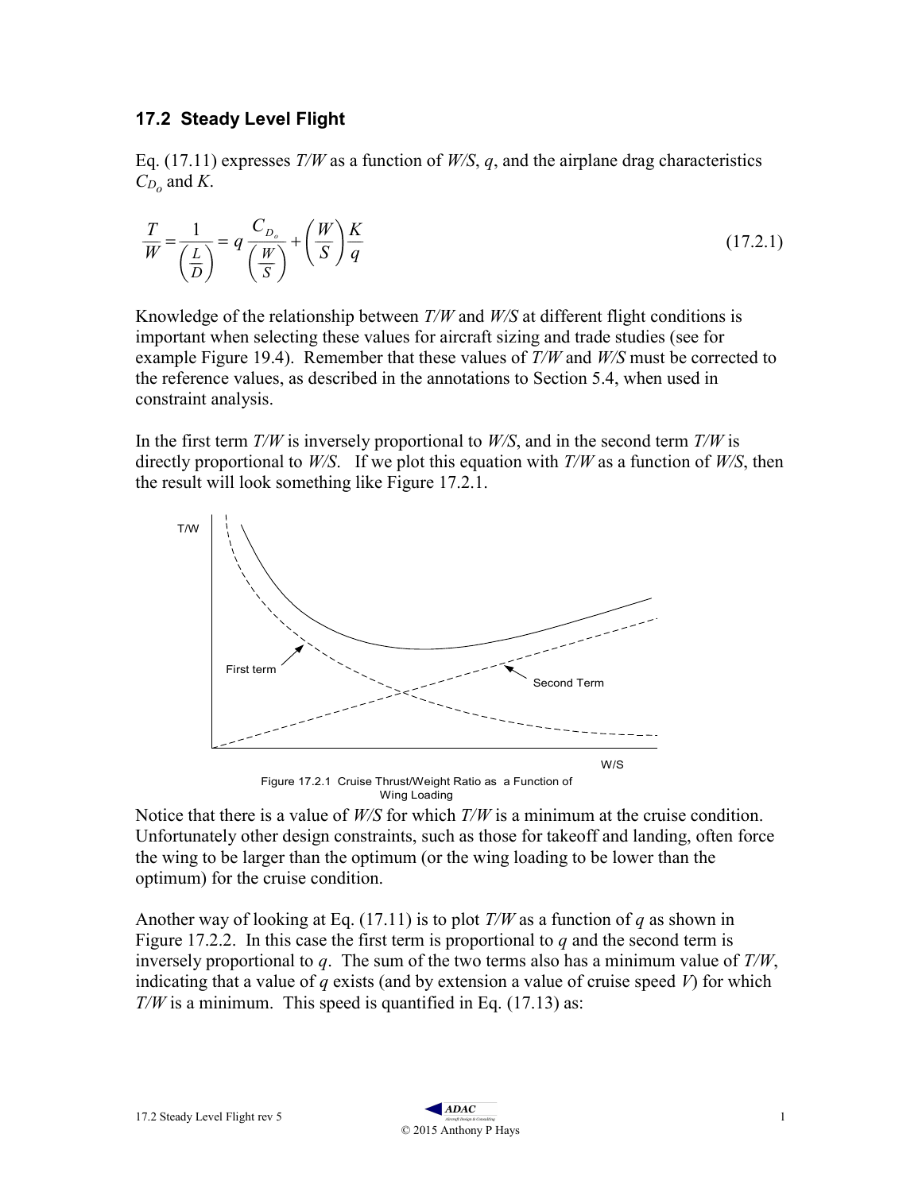### 17.2 Steady Level Flight

Eq. (17.11) expresses *T/W* as a function of *W/S*, *q*, and the airplane drag characteristics $C_{D_o}$ and *K*.

$$\frac{T}{W} = \frac{1}{\left(\frac{L}{D}\right)} = q\,\frac{C_{D_o}}{\left(\frac{W}{S}\right)} + \left(\frac{W}{S}\right)\frac{K}{q} \tag{17.2.1}$$

Knowledge of the relationship between *T/W* and *W/S* at different flight conditions is important when selecting these values for aircraft sizing and trade studies (see for example Figure 19.4). Remember that these values of *T/W* and *W/S* must be corrected to the reference values, as described in the annotations to Section 5.4, when used in constraint analysis.

In the first term *T/W* is inversely proportional to *W/S*, and in the second term *T/W* is directly proportional to *W/S*. If we plot this equation with *T/W* as a function of *W/S*, then the result will look something like Figure 17.2.1.

Figure 17.2.1 Cruise Thrust/Weight Ratio as a Function of Wing Loading

Notice that there is a value of *W/S* for which *T/W* is a minimum at the cruise condition. Unfortunately other design constraints, such as those for takeoff and landing, often force the wing to be larger than the optimum (or the wing loading to be lower than the optimum) for the cruise condition.

Another way of looking at Eq. (17.11) is to plot *T/W* as a function of *q* as shown in Figure 17.2.2. In this case the first term is proportional to *q* and the second term is inversely proportional to *q*. The sum of the two terms also has a minimum value of *T/W*, indicating that a value of *q* exists (and by extension a value of cruise speed *V*) for which *T/W* is a minimum. This speed is quantified in Eq. (17.13) as: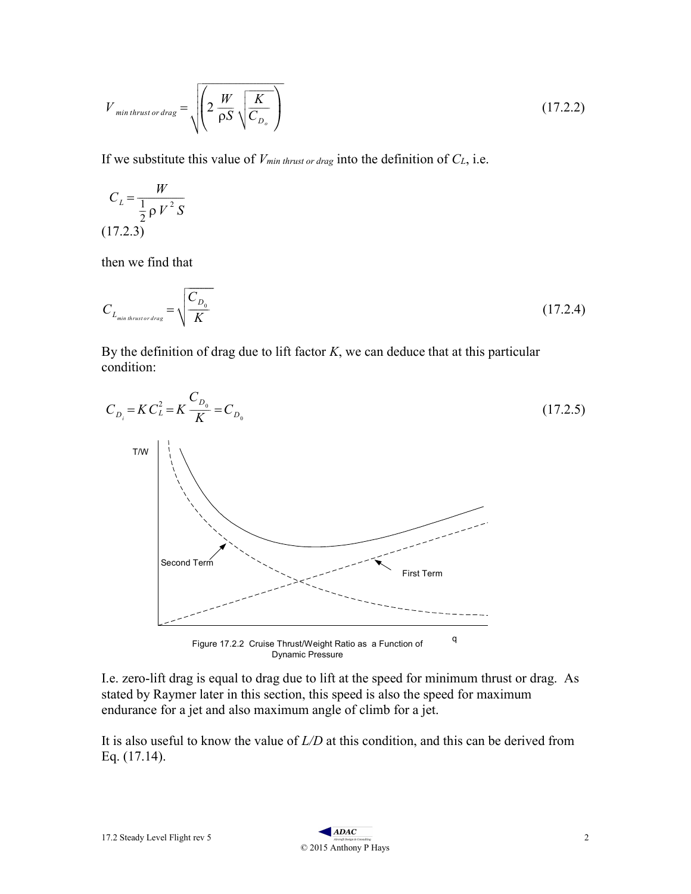$$V_{min\ thrust\ or\ drag} = \sqrt{\left(2\frac{W}{\rho S}\sqrt{\frac{K}{C_{D_o}}}\right)} \tag{17.2.2}$$

If we substitute this value of $V_{min\ thrust\ or\ drag}$ into the definition of $C_L$, i.e.

$$C_L = \frac{W}{\frac{1}{2}\rho V^2 S}$$
(17.2.3)

then we find that

$$C_{L_{min\ thrust\ or\ drag}} = \sqrt{\frac{C_{D_0}}{K}} \tag{17.2.4}$$

By the definition of drag due to lift factor $K$, we can deduce that at this particular condition:

$$C_{D_i} = K C_L^2 = K\frac{C_{D_0}}{K} = C_{D_0} \tag{17.2.5}$$

Figure 17.2.2 Cruise Thrust/Weight Ratio as a Function of Dynamic Pressure

I.e. zero-lift drag is equal to drag due to lift at the speed for minimum thrust or drag. As stated by Raymer later in this section, this speed is also the speed for maximum endurance for a jet and also maximum angle of climb for a jet.

It is also useful to know the value of $L/D$ at this condition, and this can be derived from Eq. (17.14).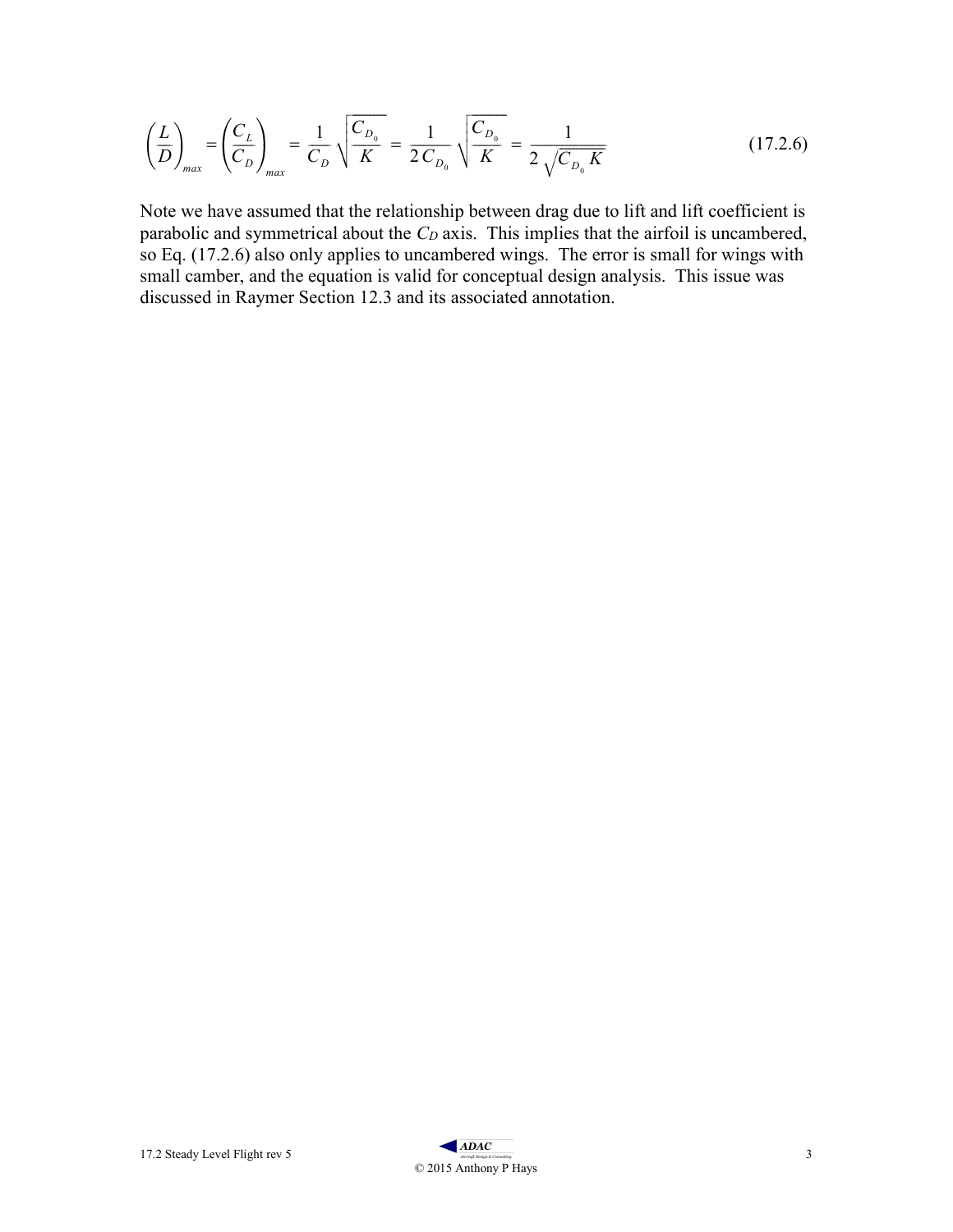$$\left(\frac{L}{D}\right)_{max} = \left(\frac{C_L}{C_D}\right)_{max} = \frac{1}{C_D}\sqrt{\frac{C_{D_0}}{K}} = \frac{1}{2\,C_{D_0}}\sqrt{\frac{C_{D_0}}{K}} = \frac{1}{2\sqrt{C_{D_0}\,K}} \tag{17.2.6}$$

Note we have assumed that the relationship between drag due to lift and lift coefficient is parabolic and symmetrical about the $C_D$ axis. This implies that the airfoil is uncambered, so Eq. (17.2.6) also only applies to uncambered wings. The error is small for wings with small camber, and the equation is valid for conceptual design analysis. This issue was discussed in Raymer Section 12.3 and its associated annotation.